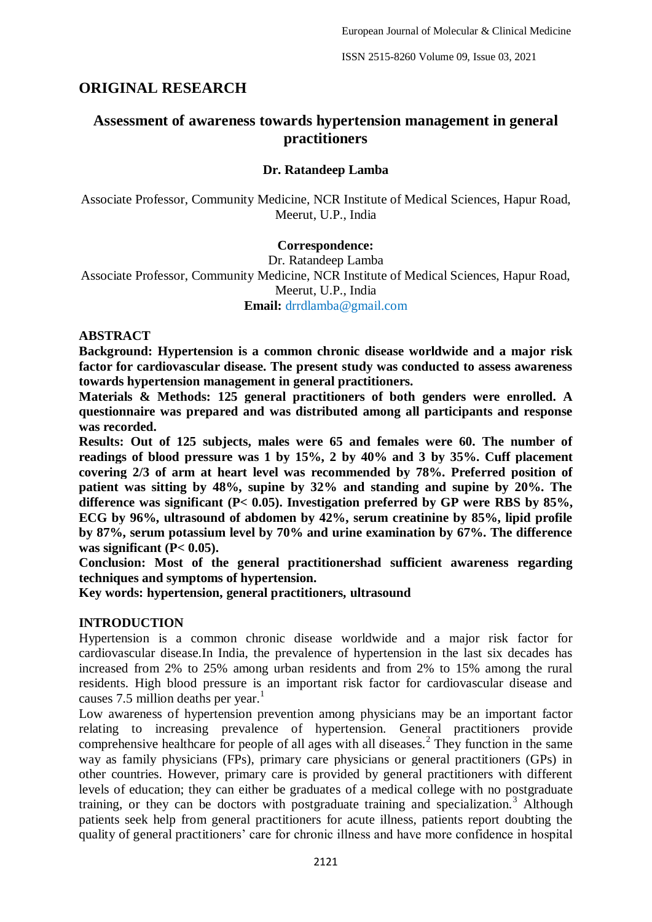## ORIGINAL RESEARCH

# Assessment of awareness towards hypertension management in general practitioners

**Dr. Ratandeep Lamba**

Associate Professor, Community Medicine, NCR Institute of Medical Sciences, Hapur Road, Meerut, U.P., India

**Correspondence:**

Dr. Ratandeep Lamba
Associate Professor, Community Medicine, NCR Institute of Medical Sciences, Hapur Road, Meerut, U.P., India
**Email:** drrdlamba@gmail.com

## ABSTRACT

**Background: Hypertension is a common chronic disease worldwide and a major risk factor for cardiovascular disease. The present study was conducted to assess awareness towards hypertension management in general practitioners.**

**Materials & Methods: 125 general practitioners of both genders were enrolled. A questionnaire was prepared and was distributed among all participants and response was recorded.**

**Results: Out of 125 subjects, males were 65 and females were 60. The number of readings of blood pressure was 1 by 15%, 2 by 40% and 3 by 35%. Cuff placement covering 2/3 of arm at heart level was recommended by 78%. Preferred position of patient was sitting by 48%, supine by 32% and standing and supine by 20%. The difference was significant (P< 0.05). Investigation preferred by GP were RBS by 85%, ECG by 96%, ultrasound of abdomen by 42%, serum creatinine by 85%, lipid profile by 87%, serum potassium level by 70% and urine examination by 67%. The difference was significant (P< 0.05).**

**Conclusion: Most of the general practitionershad sufficient awareness regarding techniques and symptoms of hypertension.**

**Key words: hypertension, general practitioners, ultrasound**

## INTRODUCTION

Hypertension is a common chronic disease worldwide and a major risk factor for cardiovascular disease.In India, the prevalence of hypertension in the last six decades has increased from 2% to 25% among urban residents and from 2% to 15% among the rural residents. High blood pressure is an important risk factor for cardiovascular disease and causes 7.5 million deaths per year.[1]

Low awareness of hypertension prevention among physicians may be an important factor relating to increasing prevalence of hypertension. General practitioners provide comprehensive healthcare for people of all ages with all diseases.[2] They function in the same way as family physicians (FPs), primary care physicians or general practitioners (GPs) in other countries. However, primary care is provided by general practitioners with different levels of education; they can either be graduates of a medical college with no postgraduate training, or they can be doctors with postgraduate training and specialization.[3] Although patients seek help from general practitioners for acute illness, patients report doubting the quality of general practitioners' care for chronic illness and have more confidence in hospital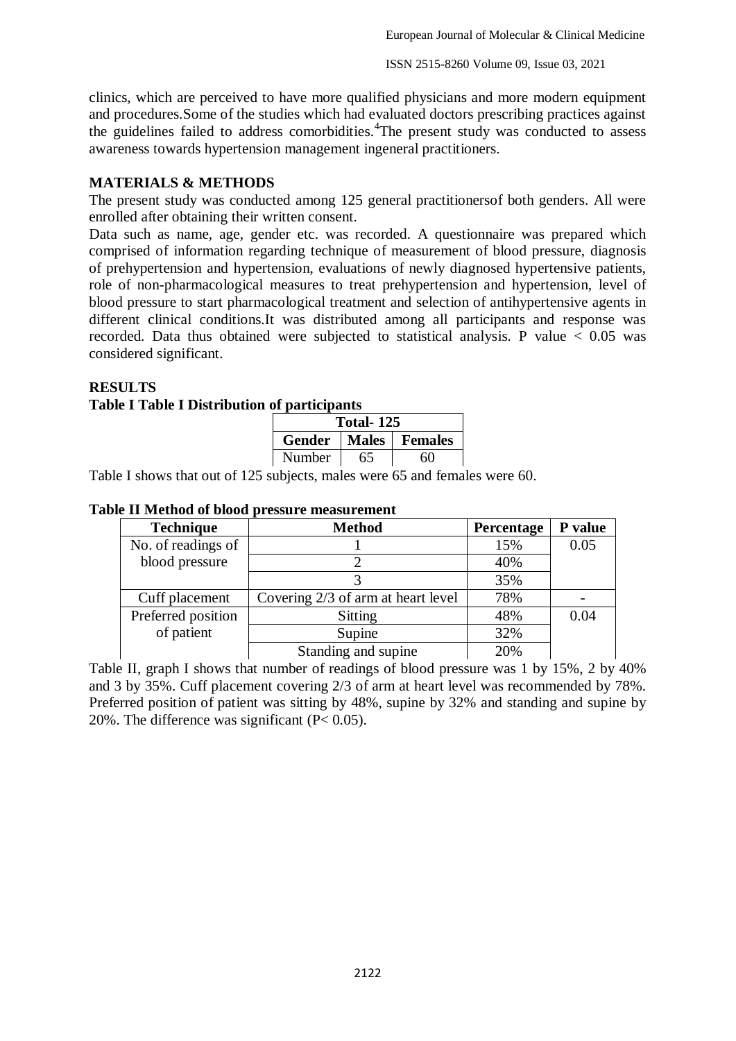clinics, which are perceived to have more qualified physicians and more modern equipment and procedures.Some of the studies which had evaluated doctors prescribing practices against the guidelines failed to address comorbidities.[4]The present study was conducted to assess awareness towards hypertension management ingeneral practitioners.

## MATERIALS & METHODS

The present study was conducted among 125 general practitionersof both genders. All were enrolled after obtaining their written consent.

Data such as name, age, gender etc. was recorded. A questionnaire was prepared which comprised of information regarding technique of measurement of blood pressure, diagnosis of prehypertension and hypertension, evaluations of newly diagnosed hypertensive patients, role of non-pharmacological measures to treat prehypertension and hypertension, level of blood pressure to start pharmacological treatment and selection of antihypertensive agents in different clinical conditions.It was distributed among all participants and response was recorded. Data thus obtained were subjected to statistical analysis. P value $< 0.05$ was considered significant.

## RESULTS

**Table I Table I Distribution of participants**

| Total- 125 | | |
|---|---|---|
| **Gender** | **Males** | **Females** |
| Number | 65 | 60 |

Table I shows that out of 125 subjects, males were 65 and females were 60.

**Table II Method of blood pressure measurement**

| Technique | Method | Percentage | P value |
|---|---|---|---|
| No. of readings of blood pressure | 1 | 15% | 0.05 |
| | 2 | 40% | |
| | 3 | 35% | |
| Cuff placement | Covering 2/3 of arm at heart level | 78% | - |
| Preferred position of patient | Sitting | 48% | 0.04 |
| | Supine | 32% | |
| | Standing and supine | 20% | |

Table II, graph I shows that number of readings of blood pressure was 1 by 15%, 2 by 40% and 3 by 35%. Cuff placement covering 2/3 of arm at heart level was recommended by 78%. Preferred position of patient was sitting by 48%, supine by 32% and standing and supine by 20%. The difference was significant ($P< 0.05$).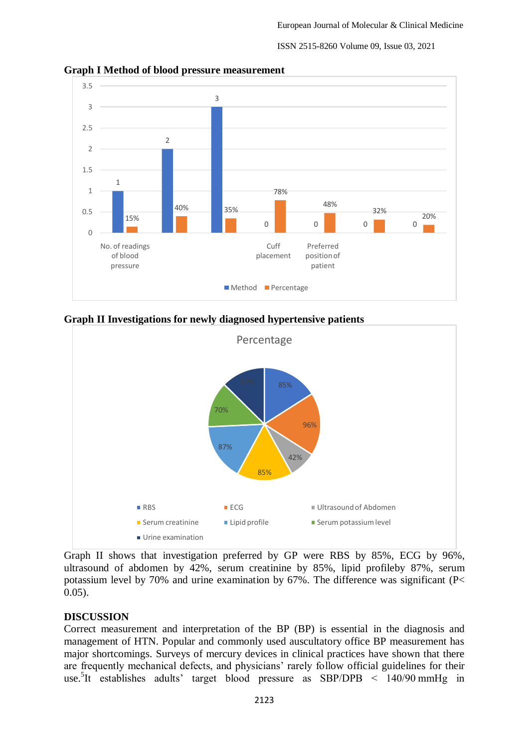**Graph I Method of blood pressure measurement**

**Graph II Investigations for newly diagnosed hypertensive patients**

Graph II shows that investigation preferred by GP were RBS by 85%, ECG by 96%, ultrasound of abdomen by 42%, serum creatinine by 85%, lipid profileby 87%, serum potassium level by 70% and urine examination by 67%. The difference was significant (P< 0.05).

## DISCUSSION

Correct measurement and interpretation of the BP (BP) is essential in the diagnosis and management of HTN. Popular and commonly used auscultatory office BP measurement has major shortcomings. Surveys of mercury devices in clinical practices have shown that there are frequently mechanical defects, and physicians' rarely follow official guidelines for their use.[5]It establishes adults' target blood pressure as SBP/DPB < 140/90 mmHg in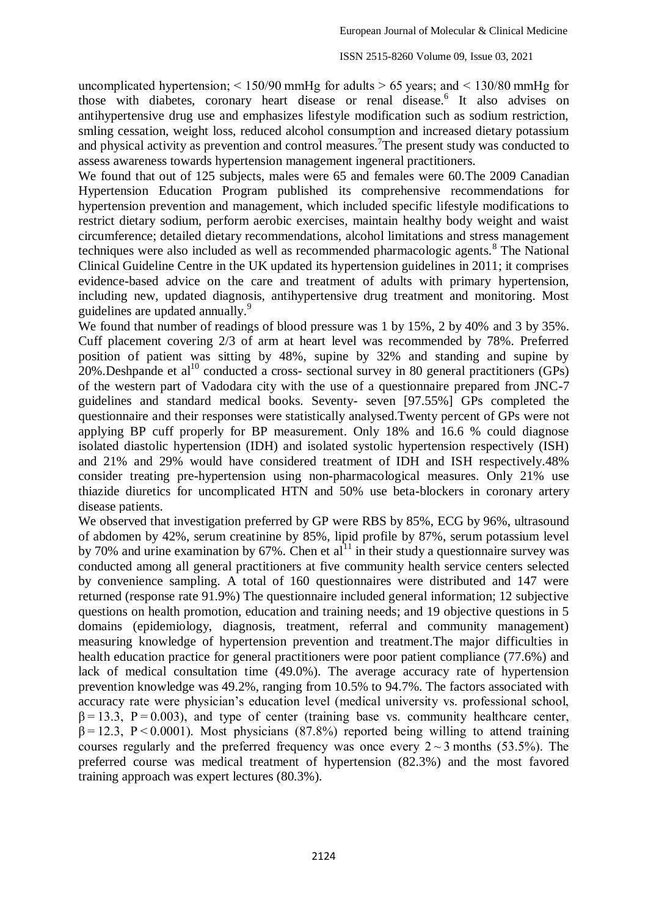uncomplicated hypertension; < 150/90 mmHg for adults > 65 years; and < 130/80 mmHg for those with diabetes, coronary heart disease or renal disease.[6] It also advises on antihypertensive drug use and emphasizes lifestyle modification such as sodium restriction, smling cessation, weight loss, reduced alcohol consumption and increased dietary potassium and physical activity as prevention and control measures.[7]The present study was conducted to assess awareness towards hypertension management ingeneral practitioners.

We found that out of 125 subjects, males were 65 and females were 60.The 2009 Canadian Hypertension Education Program published its comprehensive recommendations for hypertension prevention and management, which included specific lifestyle modifications to restrict dietary sodium, perform aerobic exercises, maintain healthy body weight and waist circumference; detailed dietary recommendations, alcohol limitations and stress management techniques were also included as well as recommended pharmacologic agents.[8] The National Clinical Guideline Centre in the UK updated its hypertension guidelines in 2011; it comprises evidence-based advice on the care and treatment of adults with primary hypertension, including new, updated diagnosis, antihypertensive drug treatment and monitoring. Most guidelines are updated annually.[9]

We found that number of readings of blood pressure was 1 by 15%, 2 by 40% and 3 by 35%. Cuff placement covering 2/3 of arm at heart level was recommended by 78%. Preferred position of patient was sitting by 48%, supine by 32% and standing and supine by 20%.Deshpande et al[10] conducted a cross- sectional survey in 80 general practitioners (GPs) of the western part of Vadodara city with the use of a questionnaire prepared from JNC-7 guidelines and standard medical books. Seventy- seven [97.55%] GPs completed the questionnaire and their responses were statistically analysed.Twenty percent of GPs were not applying BP cuff properly for BP measurement. Only 18% and 16.6 % could diagnose isolated diastolic hypertension (IDH) and isolated systolic hypertension respectively (ISH) and 21% and 29% would have considered treatment of IDH and ISH respectively.48% consider treating pre-hypertension using non-pharmacological measures. Only 21% use thiazide diuretics for uncomplicated HTN and 50% use beta-blockers in coronary artery disease patients.

We observed that investigation preferred by GP were RBS by 85%, ECG by 96%, ultrasound of abdomen by 42%, serum creatinine by 85%, lipid profile by 87%, serum potassium level by 70% and urine examination by 67%. Chen et al[11] in their study a questionnaire survey was conducted among all general practitioners at five community health service centers selected by convenience sampling. A total of 160 questionnaires were distributed and 147 were returned (response rate 91.9%) The questionnaire included general information; 12 subjective questions on health promotion, education and training needs; and 19 objective questions in 5 domains (epidemiology, diagnosis, treatment, referral and community management) measuring knowledge of hypertension prevention and treatment.The major difficulties in health education practice for general practitioners were poor patient compliance (77.6%) and lack of medical consultation time (49.0%). The average accuracy rate of hypertension prevention knowledge was 49.2%, ranging from 10.5% to 94.7%. The factors associated with accuracy rate were physician's education level (medical university vs. professional school, $\beta = 13.3$, $P = 0.003$), and type of center (training base vs. community healthcare center, $\beta = 12.3$, $P < 0.0001$). Most physicians (87.8%) reported being willing to attend training courses regularly and the preferred frequency was once every $2 \sim 3$ months (53.5%). The preferred course was medical treatment of hypertension (82.3%) and the most favored training approach was expert lectures (80.3%).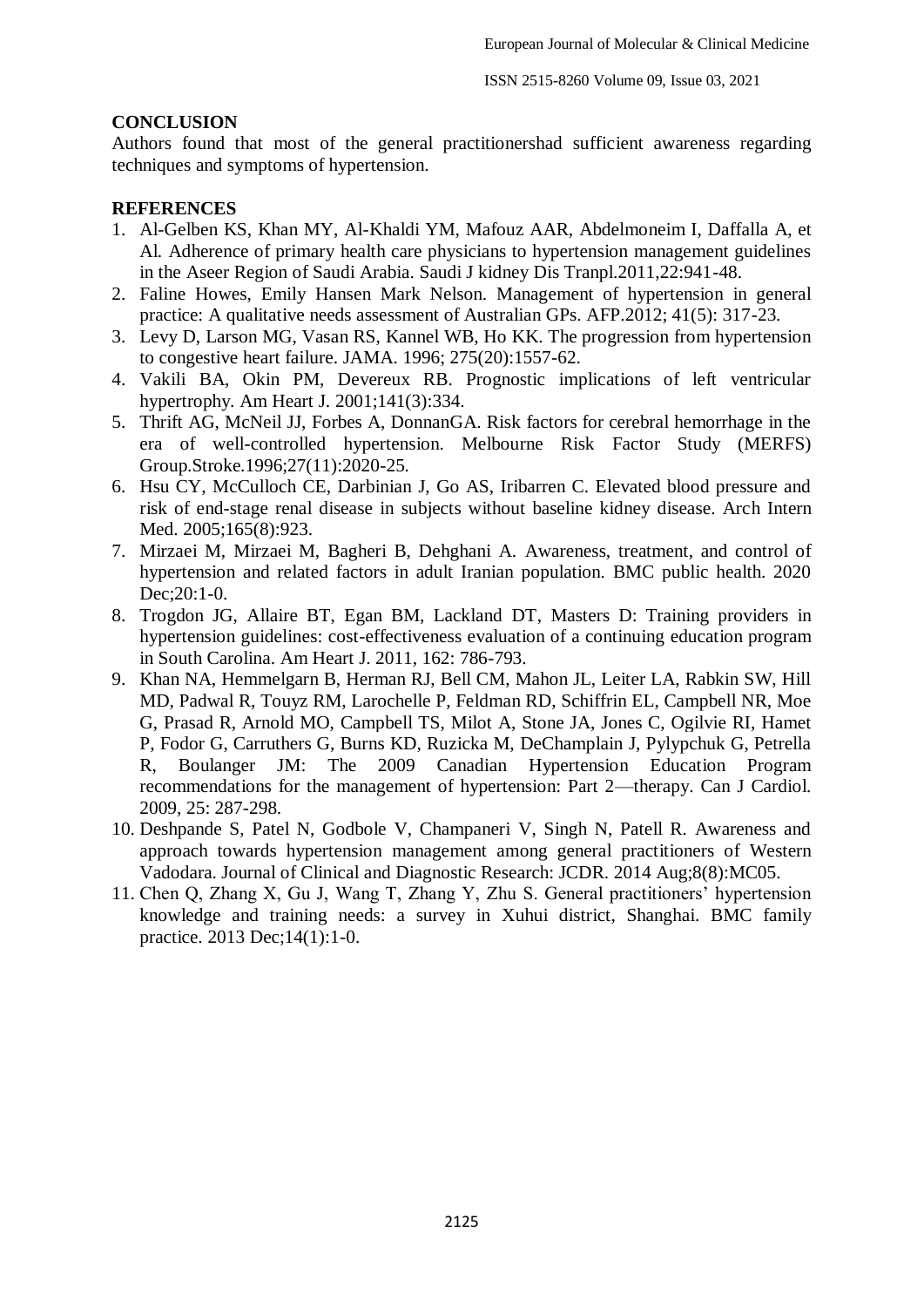## CONCLUSION

Authors found that most of the general practitionershad sufficient awareness regarding techniques and symptoms of hypertension.

## REFERENCES

1. Al-Gelben KS, Khan MY, Al-Khaldi YM, Mafouz AAR, Abdelmoneim I, Daffalla A, et Al. Adherence of primary health care physicians to hypertension management guidelines in the Aseer Region of Saudi Arabia. Saudi J kidney Dis Tranpl.2011,22:941-48.
2. Faline Howes, Emily Hansen Mark Nelson. Management of hypertension in general practice: A qualitative needs assessment of Australian GPs. AFP.2012; 41(5): 317-23.
3. Levy D, Larson MG, Vasan RS, Kannel WB, Ho KK. The progression from hypertension to congestive heart failure. JAMA. 1996; 275(20):1557-62.
4. Vakili BA, Okin PM, Devereux RB. Prognostic implications of left ventricular hypertrophy. Am Heart J. 2001;141(3):334.
5. Thrift AG, McNeil JJ, Forbes A, DonnanGA. Risk factors for cerebral hemorrhage in the era of well-controlled hypertension. Melbourne Risk Factor Study (MERFS) Group.Stroke.1996;27(11):2020-25.
6. Hsu CY, McCulloch CE, Darbinian J, Go AS, Iribarren C. Elevated blood pressure and risk of end-stage renal disease in subjects without baseline kidney disease. Arch Intern Med. 2005;165(8):923.
7. Mirzaei M, Mirzaei M, Bagheri B, Dehghani A. Awareness, treatment, and control of hypertension and related factors in adult Iranian population. BMC public health. 2020 Dec;20:1-0.
8. Trogdon JG, Allaire BT, Egan BM, Lackland DT, Masters D: Training providers in hypertension guidelines: cost-effectiveness evaluation of a continuing education program in South Carolina. Am Heart J. 2011, 162: 786-793.
9. Khan NA, Hemmelgarn B, Herman RJ, Bell CM, Mahon JL, Leiter LA, Rabkin SW, Hill MD, Padwal R, Touyz RM, Larochelle P, Feldman RD, Schiffrin EL, Campbell NR, Moe G, Prasad R, Arnold MO, Campbell TS, Milot A, Stone JA, Jones C, Ogilvie RI, Hamet P, Fodor G, Carruthers G, Burns KD, Ruzicka M, DeChamplain J, Pylypchuk G, Petrella R, Boulanger JM: The 2009 Canadian Hypertension Education Program recommendations for the management of hypertension: Part 2—therapy. Can J Cardiol. 2009, 25: 287-298.
10. Deshpande S, Patel N, Godbole V, Champaneri V, Singh N, Patell R. Awareness and approach towards hypertension management among general practitioners of Western Vadodara. Journal of Clinical and Diagnostic Research: JCDR. 2014 Aug;8(8):MC05.
11. Chen Q, Zhang X, Gu J, Wang T, Zhang Y, Zhu S. General practitioners' hypertension knowledge and training needs: a survey in Xuhui district, Shanghai. BMC family practice. 2013 Dec;14(1):1-0.